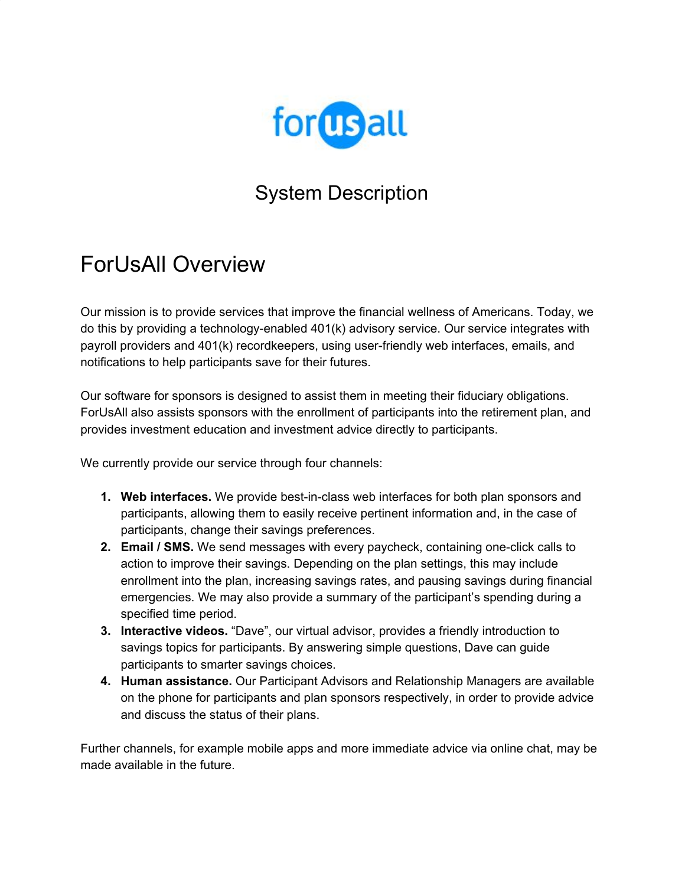# System Description

## ForUsAll Overview

Our mission is to provide services that improve the financial wellness of Americans. Today, we do this by providing a technology-enabled 401(k) advisory service. Our service integrates with payroll providers and 401(k) recordkeepers, using user-friendly web interfaces, emails, and notifications to help participants save for their futures.

Our software for sponsors is designed to assist them in meeting their fiduciary obligations. ForUsAll also assists sponsors with the enrollment of participants into the retirement plan, and provides investment education and investment advice directly to participants.

We currently provide our service through four channels:

1. **Web interfaces.** We provide best-in-class web interfaces for both plan sponsors and participants, allowing them to easily receive pertinent information and, in the case of participants, change their savings preferences.
2. **Email / SMS.** We send messages with every paycheck, containing one-click calls to action to improve their savings. Depending on the plan settings, this may include enrollment into the plan, increasing savings rates, and pausing savings during financial emergencies. We may also provide a summary of the participant's spending during a specified time period.
3. **Interactive videos.** "Dave", our virtual advisor, provides a friendly introduction to savings topics for participants. By answering simple questions, Dave can guide participants to smarter savings choices.
4. **Human assistance.** Our Participant Advisors and Relationship Managers are available on the phone for participants and plan sponsors respectively, in order to provide advice and discuss the status of their plans.

Further channels, for example mobile apps and more immediate advice via online chat, may be made available in the future.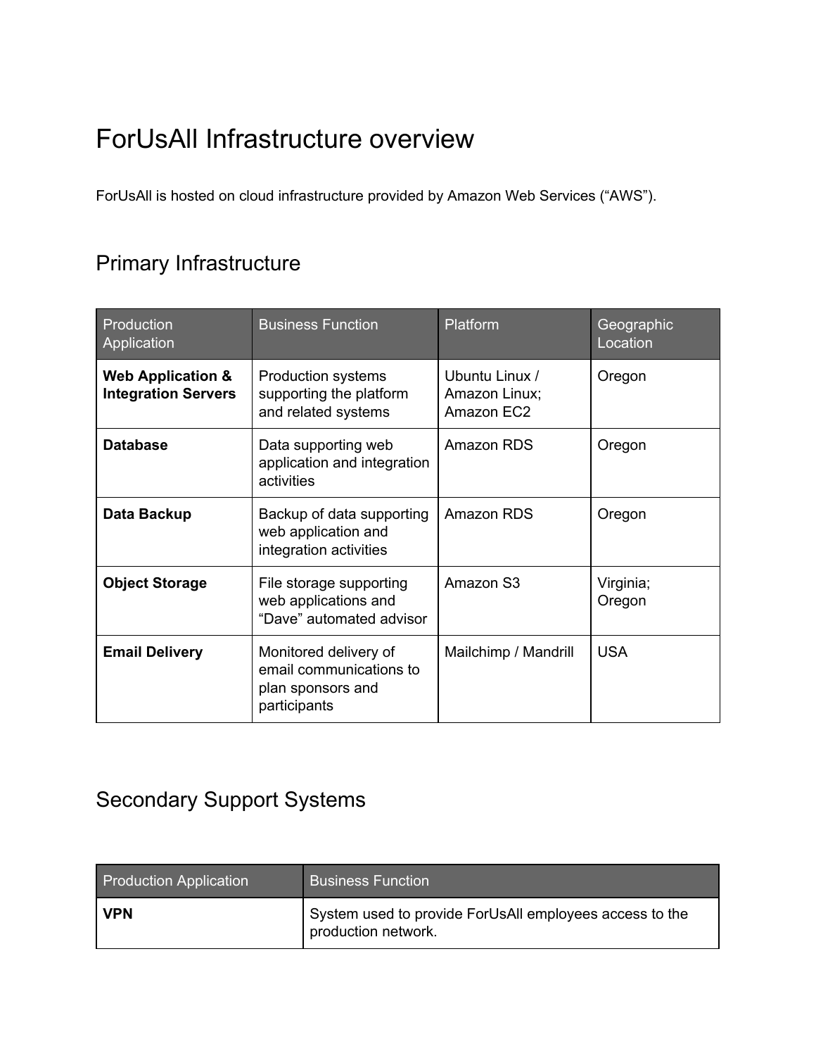# ForUsAll Infrastructure overview

ForUsAll is hosted on cloud infrastructure provided by Amazon Web Services ("AWS").

## Primary Infrastructure

| Production Application | Business Function | Platform | Geographic Location |
|---|---|---|---|
| **Web Application & Integration Servers** | Production systems supporting the platform and related systems | Ubuntu Linux / Amazon Linux; Amazon EC2 | Oregon |
| **Database** | Data supporting web application and integration activities | Amazon RDS | Oregon |
| **Data Backup** | Backup of data supporting web application and integration activities | Amazon RDS | Oregon |
| **Object Storage** | File storage supporting web applications and "Dave" automated advisor | Amazon S3 | Virginia; Oregon |
| **Email Delivery** | Monitored delivery of email communications to plan sponsors and participants | Mailchimp / Mandrill | USA |

## Secondary Support Systems

| Production Application | Business Function |
|---|---|
| **VPN** | System used to provide ForUsAll employees access to the production network. |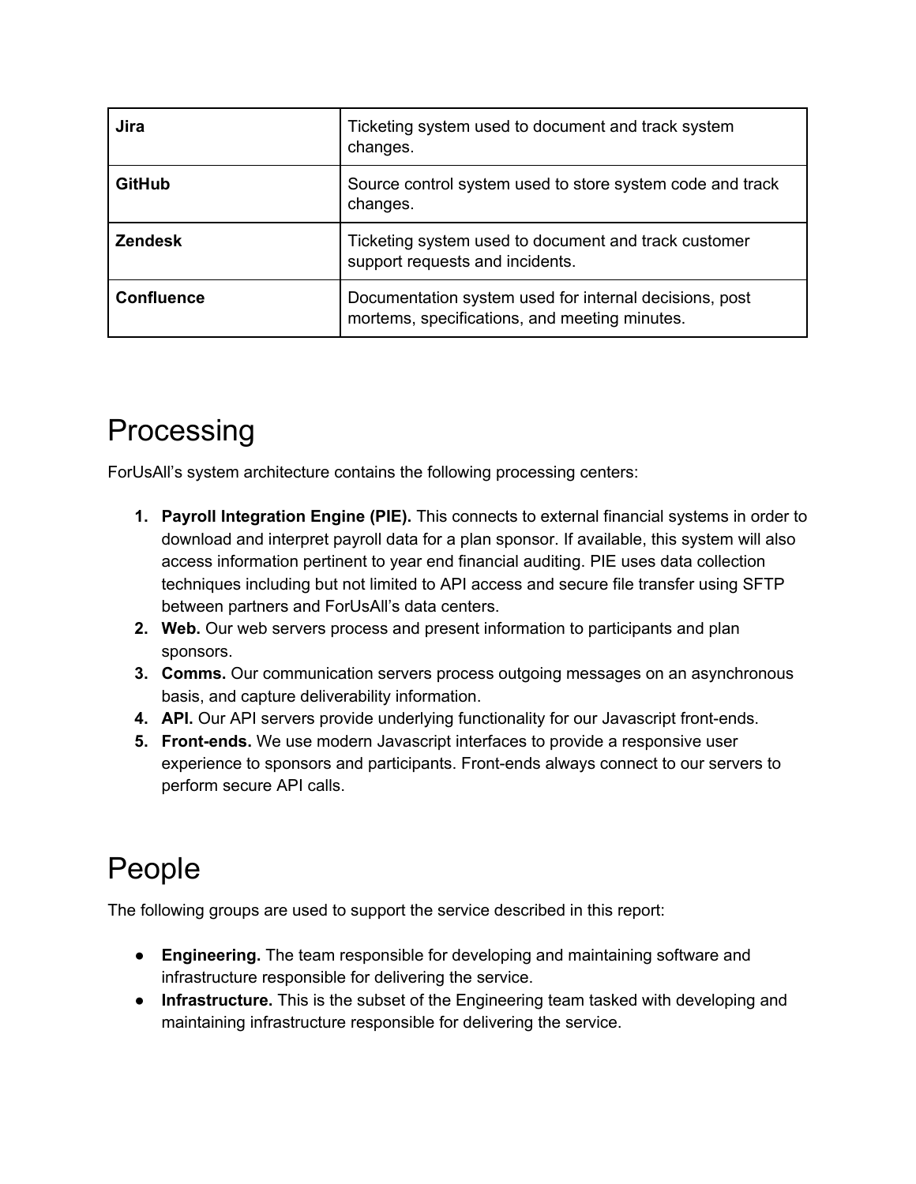| **Jira** | Ticketing system used to document and track system changes. |
|---|---|
| **GitHub** | Source control system used to store system code and track changes. |
| **Zendesk** | Ticketing system used to document and track customer support requests and incidents. |
| **Confluence** | Documentation system used for internal decisions, post mortems, specifications, and meeting minutes. |

# Processing

ForUsAll's system architecture contains the following processing centers:

1. **Payroll Integration Engine (PIE).** This connects to external financial systems in order to download and interpret payroll data for a plan sponsor. If available, this system will also access information pertinent to year end financial auditing. PIE uses data collection techniques including but not limited to API access and secure file transfer using SFTP between partners and ForUsAll's data centers.
2. **Web.** Our web servers process and present information to participants and plan sponsors.
3. **Comms.** Our communication servers process outgoing messages on an asynchronous basis, and capture deliverability information.
4. **API.** Our API servers provide underlying functionality for our Javascript front-ends.
5. **Front-ends.** We use modern Javascript interfaces to provide a responsive user experience to sponsors and participants. Front-ends always connect to our servers to perform secure API calls.

# People

The following groups are used to support the service described in this report:

- **Engineering.** The team responsible for developing and maintaining software and infrastructure responsible for delivering the service.
- **Infrastructure.** This is the subset of the Engineering team tasked with developing and maintaining infrastructure responsible for delivering the service.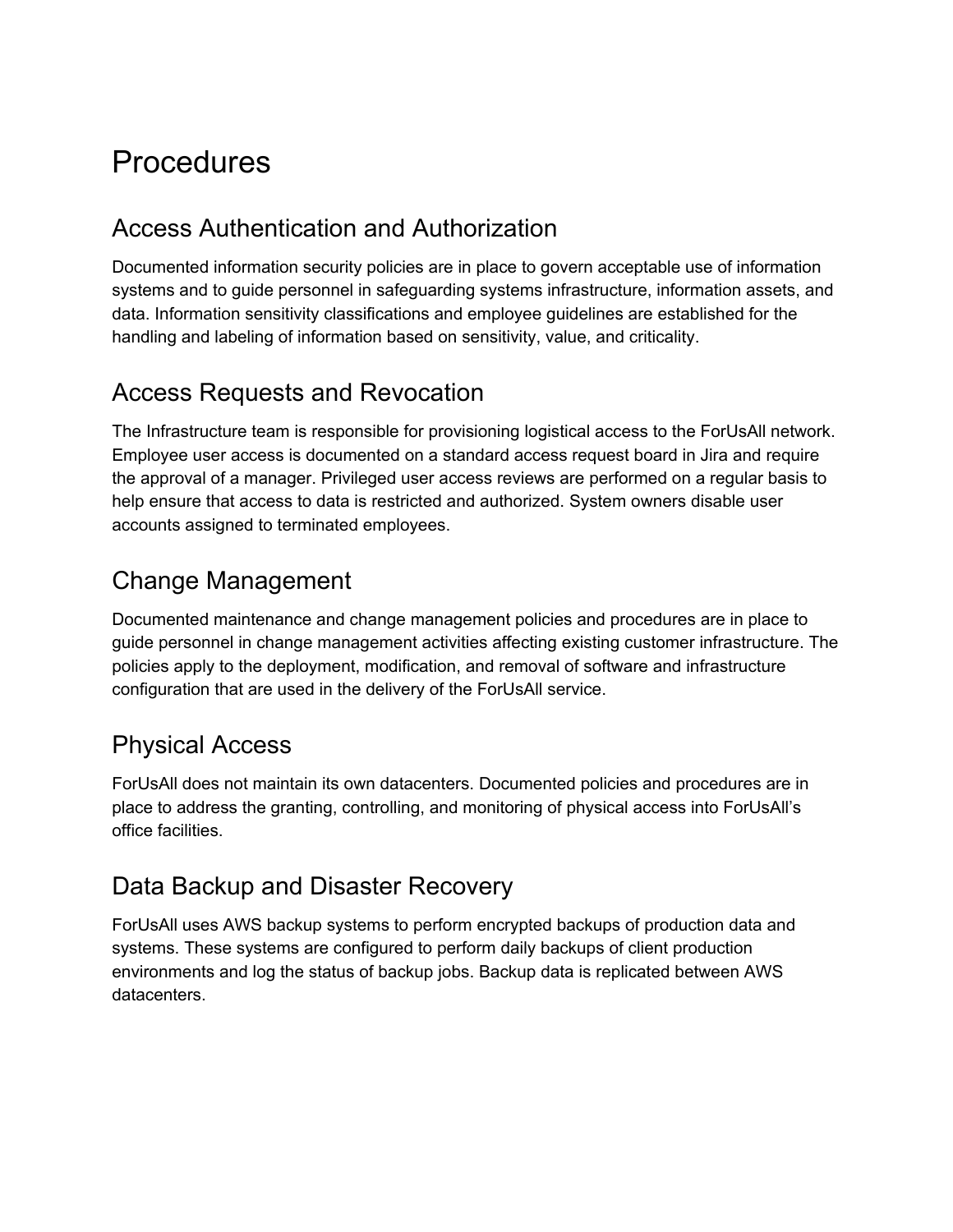# Procedures

## Access Authentication and Authorization

Documented information security policies are in place to govern acceptable use of information systems and to guide personnel in safeguarding systems infrastructure, information assets, and data. Information sensitivity classifications and employee guidelines are established for the handling and labeling of information based on sensitivity, value, and criticality.

## Access Requests and Revocation

The Infrastructure team is responsible for provisioning logistical access to the ForUsAll network. Employee user access is documented on a standard access request board in Jira and require the approval of a manager. Privileged user access reviews are performed on a regular basis to help ensure that access to data is restricted and authorized. System owners disable user accounts assigned to terminated employees.

## Change Management

Documented maintenance and change management policies and procedures are in place to guide personnel in change management activities affecting existing customer infrastructure. The policies apply to the deployment, modification, and removal of software and infrastructure configuration that are used in the delivery of the ForUsAll service.

## Physical Access

ForUsAll does not maintain its own datacenters. Documented policies and procedures are in place to address the granting, controlling, and monitoring of physical access into ForUsAll's office facilities.

## Data Backup and Disaster Recovery

ForUsAll uses AWS backup systems to perform encrypted backups of production data and systems. These systems are configured to perform daily backups of client production environments and log the status of backup jobs. Backup data is replicated between AWS datacenters.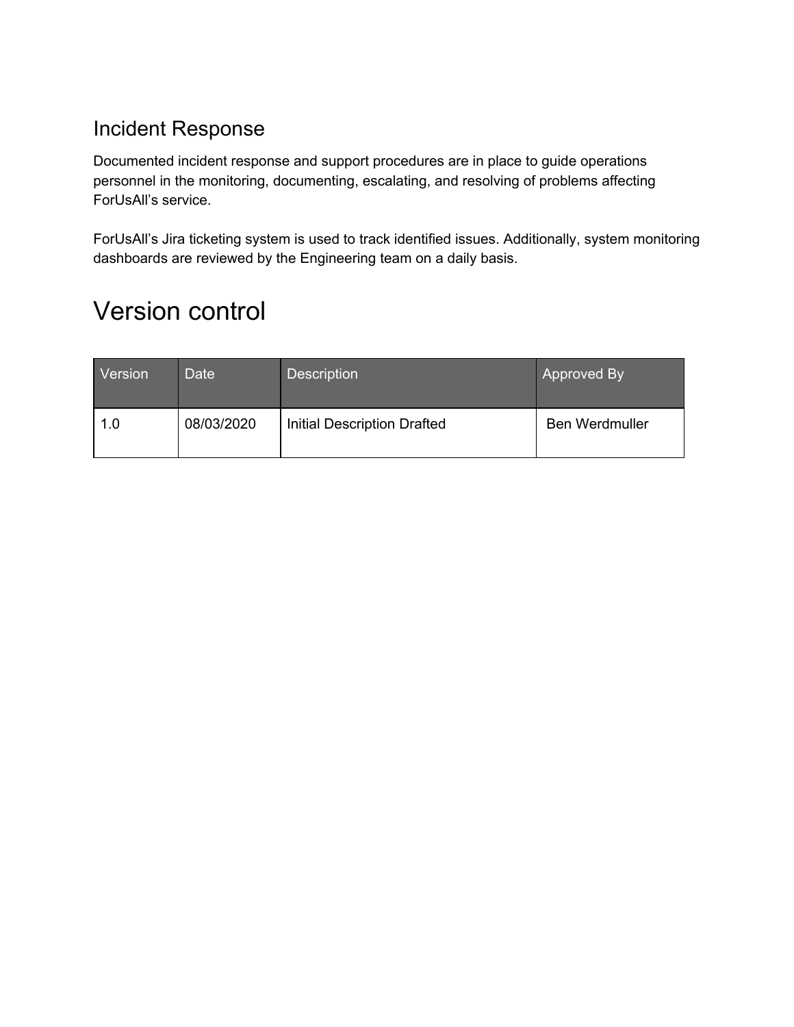## Incident Response

Documented incident response and support procedures are in place to guide operations personnel in the monitoring, documenting, escalating, and resolving of problems affecting ForUsAll's service.

ForUsAll's Jira ticketing system is used to track identified issues. Additionally, system monitoring dashboards are reviewed by the Engineering team on a daily basis.

# Version control

| Version | Date | Description | Approved By |
| --- | --- | --- | --- |
| 1.0 | 08/03/2020 | Initial Description Drafted | Ben Werdmuller |